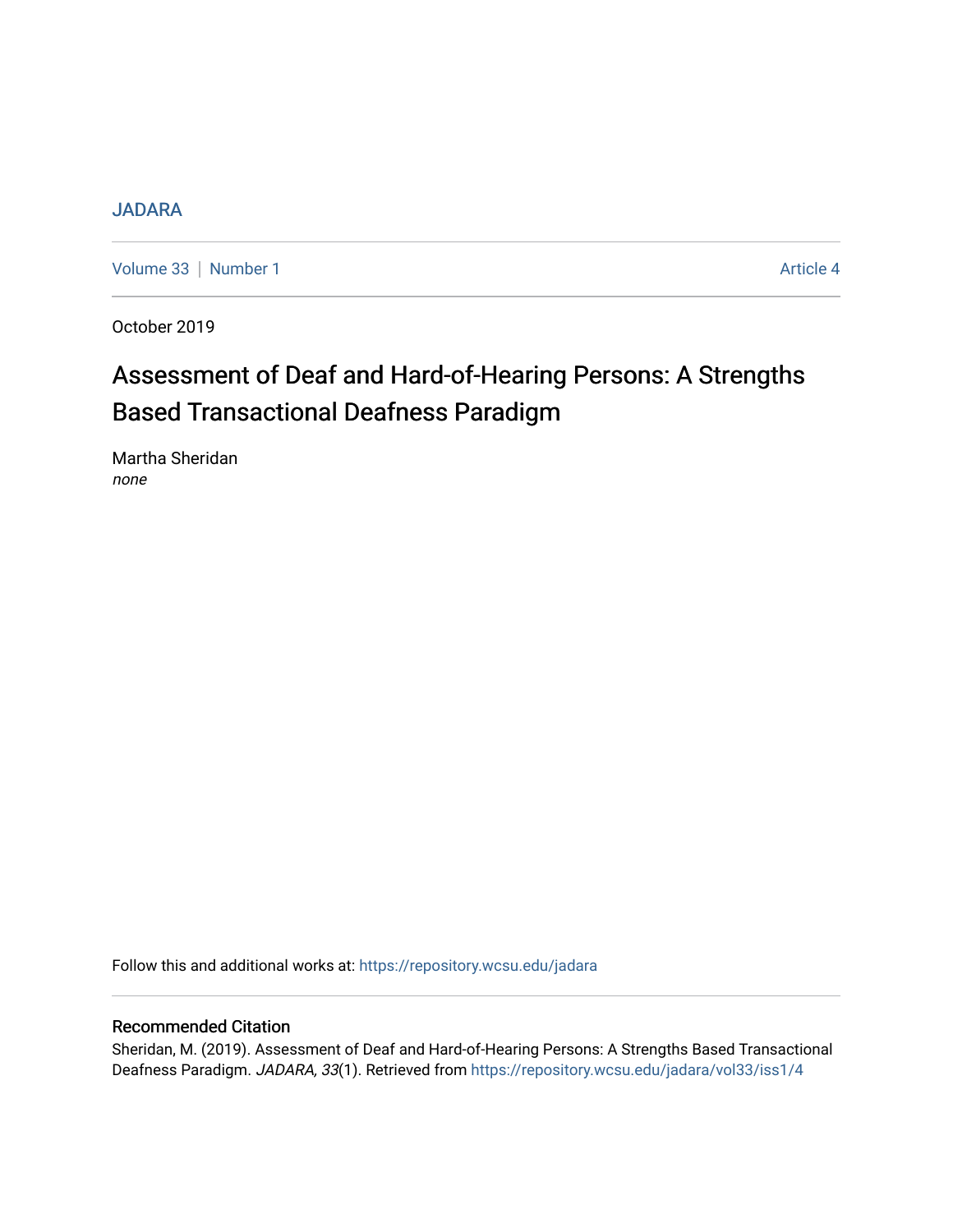JADARA

Volume 33 | Number 1 — Article 4

October 2019

# Assessment of Deaf and Hard-of-Hearing Persons: A Strengths Based Transactional Deafness Paradigm

Martha Sheridan
*none*

Follow this and additional works at: https://repository.wcsu.edu/jadara

## Recommended Citation

Sheridan, M. (2019). Assessment of Deaf and Hard-of-Hearing Persons: A Strengths Based Transactional Deafness Paradigm. *JADARA, 33*(1). Retrieved from https://repository.wcsu.edu/jadara/vol33/iss1/4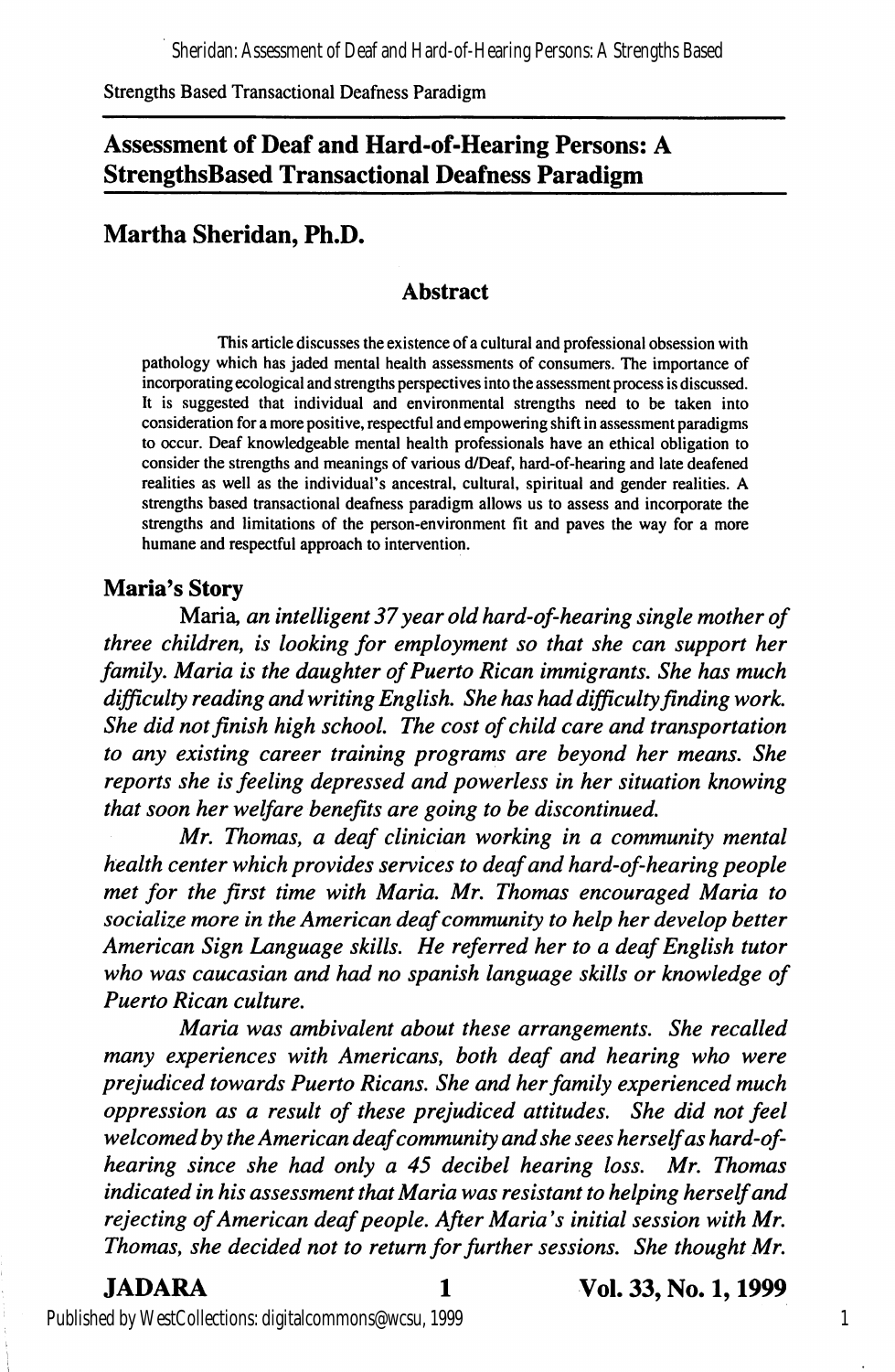# Assessment of Deaf and Hard-of-Hearing Persons: A StrengthsBased Transactional Deafness Paradigm

## Martha Sheridan, Ph.D.

### Abstract

This article discusses the existence of a cultural and professional obsession with pathology which has jaded mental health assessments of consumers. The importance of incorporating ecological and strengths perspectives into the assessment process is discussed. It is suggested that individual and environmental strengths need to be taken into consideration for a more positive, respectful and empowering shift in assessment paradigms to occur. Deaf knowledgeable mental health professionals have an ethical obligation to consider the strengths and meanings of various d/Deaf, hard-of-hearing and late deafened realities as well as the individual's ancestral, cultural, spiritual and gender realities. A strengths based transactional deafness paradigm allows us to assess and incorporate the strengths and limitations of the person-environment fit and paves the way for a more humane and respectful approach to intervention.

### Maria's Story

Maria, *an intelligent 37 year old hard-of-hearing single mother of three children, is looking for employment so that she can support her family. Maria is the daughter of Puerto Rican immigrants. She has much difficulty reading and writing English. She has had difficulty finding work. She did not finish high school. The cost of child care and transportation to any existing career training programs are beyond her means. She reports she is feeling depressed and powerless in her situation knowing that soon her welfare benefits are going to be discontinued.*

*Mr. Thomas, a deaf clinician working in a community mental health center which provides services to deaf and hard-of-hearing people met for the first time with Maria. Mr. Thomas encouraged Maria to socialize more in the American deaf community to help her develop better American Sign Language skills. He referred her to a deaf English tutor who was caucasian and had no spanish language skills or knowledge of Puerto Rican culture.*

*Maria was ambivalent about these arrangements. She recalled many experiences with Americans, both deaf and hearing who were prejudiced towards Puerto Ricans. She and her family experienced much oppression as a result of these prejudiced attitudes. She did not feel welcomed by the American deaf community and she sees herself as hard-of-hearing since she had only a 45 decibel hearing loss. Mr. Thomas indicated in his assessment that Maria was resistant to helping herself and rejecting of American deaf people. After Maria's initial session with Mr. Thomas, she decided not to return for further sessions. She thought Mr.*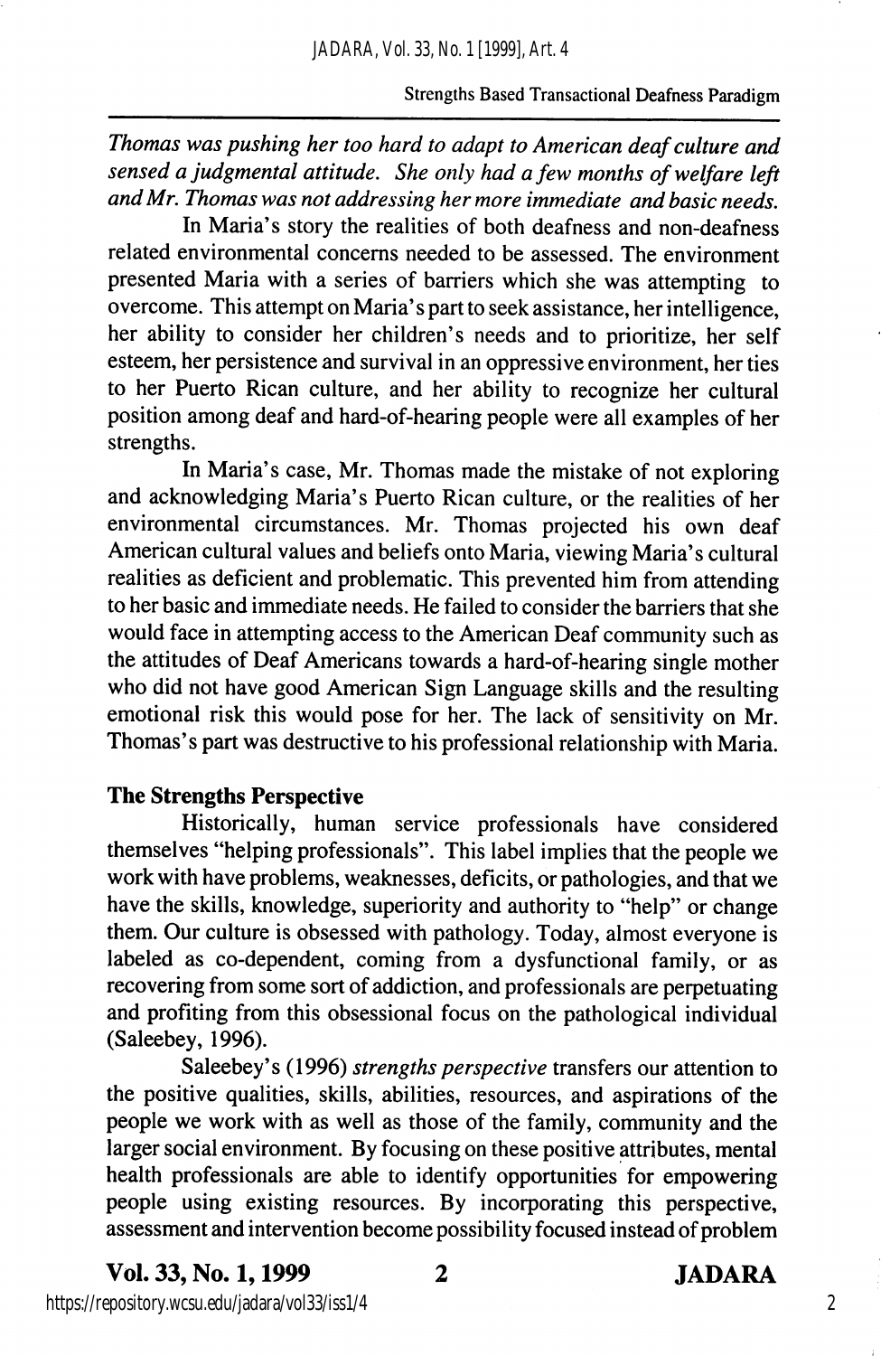*Thomas was pushing her too hard to adapt to American deaf culture and sensed a judgmental attitude. She only had a few months of welfare left and Mr. Thomas was not addressing her more immediate and basic needs.*

In Maria's story the realities of both deafness and non-deafness related environmental concerns needed to be assessed. The environment presented Maria with a series of barriers which she was attempting to overcome. This attempt on Maria's part to seek assistance, her intelligence, her ability to consider her children's needs and to prioritize, her self esteem, her persistence and survival in an oppressive environment, her ties to her Puerto Rican culture, and her ability to recognize her cultural position among deaf and hard-of-hearing people were all examples of her strengths.

In Maria's case, Mr. Thomas made the mistake of not exploring and acknowledging Maria's Puerto Rican culture, or the realities of her environmental circumstances. Mr. Thomas projected his own deaf American cultural values and beliefs onto Maria, viewing Maria's cultural realities as deficient and problematic. This prevented him from attending to her basic and immediate needs. He failed to consider the barriers that she would face in attempting access to the American Deaf community such as the attitudes of Deaf Americans towards a hard-of-hearing single mother who did not have good American Sign Language skills and the resulting emotional risk this would pose for her. The lack of sensitivity on Mr. Thomas's part was destructive to his professional relationship with Maria.

## The Strengths Perspective

Historically, human service professionals have considered themselves "helping professionals". This label implies that the people we work with have problems, weaknesses, deficits, or pathologies, and that we have the skills, knowledge, superiority and authority to "help" or change them. Our culture is obsessed with pathology. Today, almost everyone is labeled as co-dependent, coming from a dysfunctional family, or as recovering from some sort of addiction, and professionals are perpetuating and profiting from this obsessional focus on the pathological individual (Saleebey, 1996).

Saleebey's (1996) *strengths perspective* transfers our attention to the positive qualities, skills, abilities, resources, and aspirations of the people we work with as well as those of the family, community and the larger social environment. By focusing on these positive attributes, mental health professionals are able to identify opportunities for empowering people using existing resources. By incorporating this perspective, assessment and intervention become possibility focused instead of problem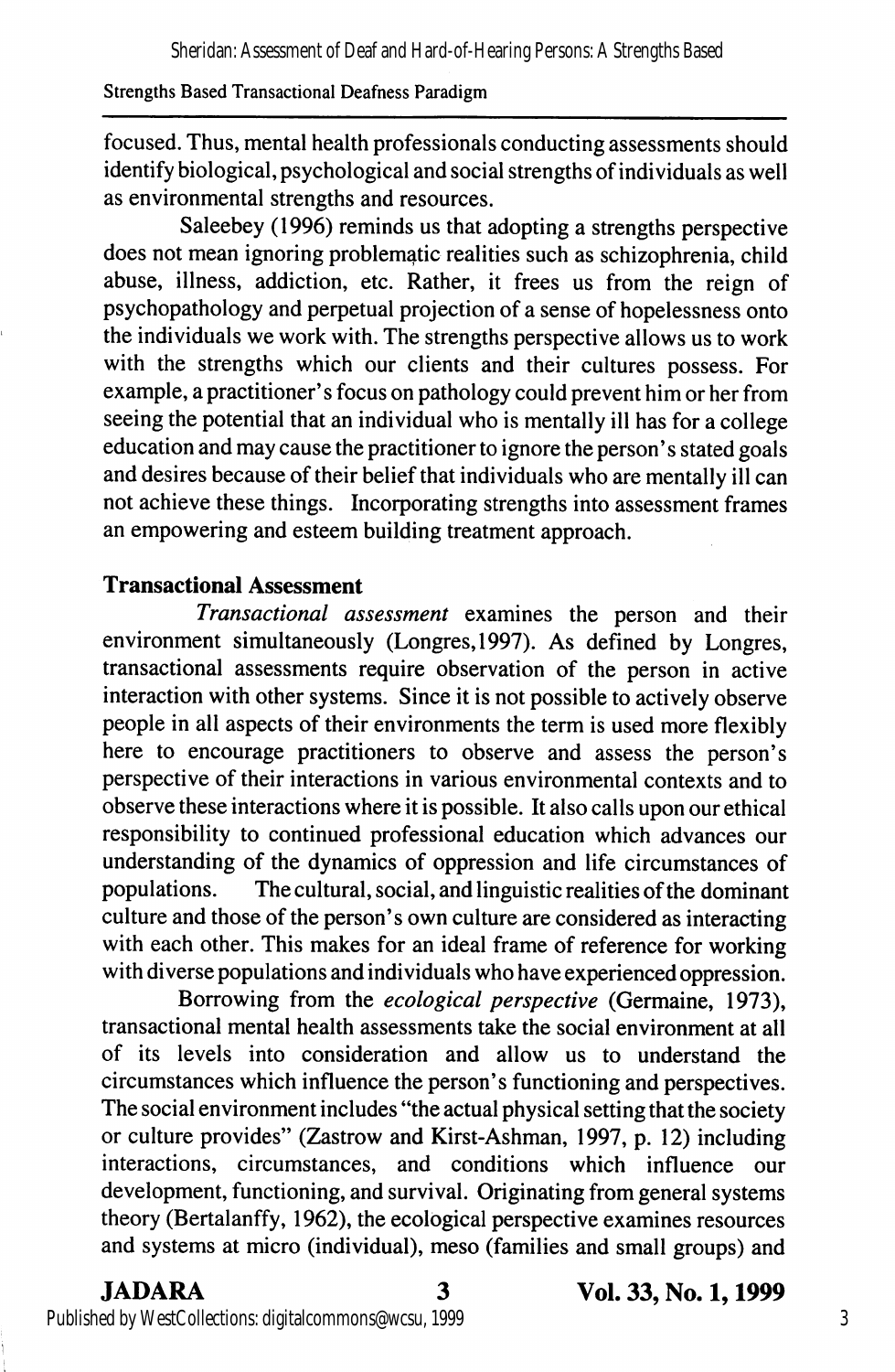focused. Thus, mental health professionals conducting assessments should identify biological, psychological and social strengths of individuals as well as environmental strengths and resources.

Saleebey (1996) reminds us that adopting a strengths perspective does not mean ignoring problematic realities such as schizophrenia, child abuse, illness, addiction, etc. Rather, it frees us from the reign of psychopathology and perpetual projection of a sense of hopelessness onto the individuals we work with. The strengths perspective allows us to work with the strengths which our clients and their cultures possess. For example, a practitioner's focus on pathology could prevent him or her from seeing the potential that an individual who is mentally ill has for a college education and may cause the practitioner to ignore the person's stated goals and desires because of their belief that individuals who are mentally ill can not achieve these things. Incorporating strengths into assessment frames an empowering and esteem building treatment approach.

**Transactional Assessment**

*Transactional assessment* examines the person and their environment simultaneously (Longres,1997). As defined by Longres, transactional assessments require observation of the person in active interaction with other systems. Since it is not possible to actively observe people in all aspects of their environments the term is used more flexibly here to encourage practitioners to observe and assess the person's perspective of their interactions in various environmental contexts and to observe these interactions where it is possible. It also calls upon our ethical responsibility to continued professional education which advances our understanding of the dynamics of oppression and life circumstances of populations. The cultural, social, and linguistic realities of the dominant culture and those of the person's own culture are considered as interacting with each other. This makes for an ideal frame of reference for working with diverse populations and individuals who have experienced oppression.

Borrowing from the *ecological perspective* (Germaine, 1973), transactional mental health assessments take the social environment at all of its levels into consideration and allow us to understand the circumstances which influence the person's functioning and perspectives. The social environment includes "the actual physical setting that the society or culture provides" (Zastrow and Kirst-Ashman, 1997, p. 12) including interactions, circumstances, and conditions which influence our development, functioning, and survival. Originating from general systems theory (Bertalanffy, 1962), the ecological perspective examines resources and systems at micro (individual), meso (families and small groups) and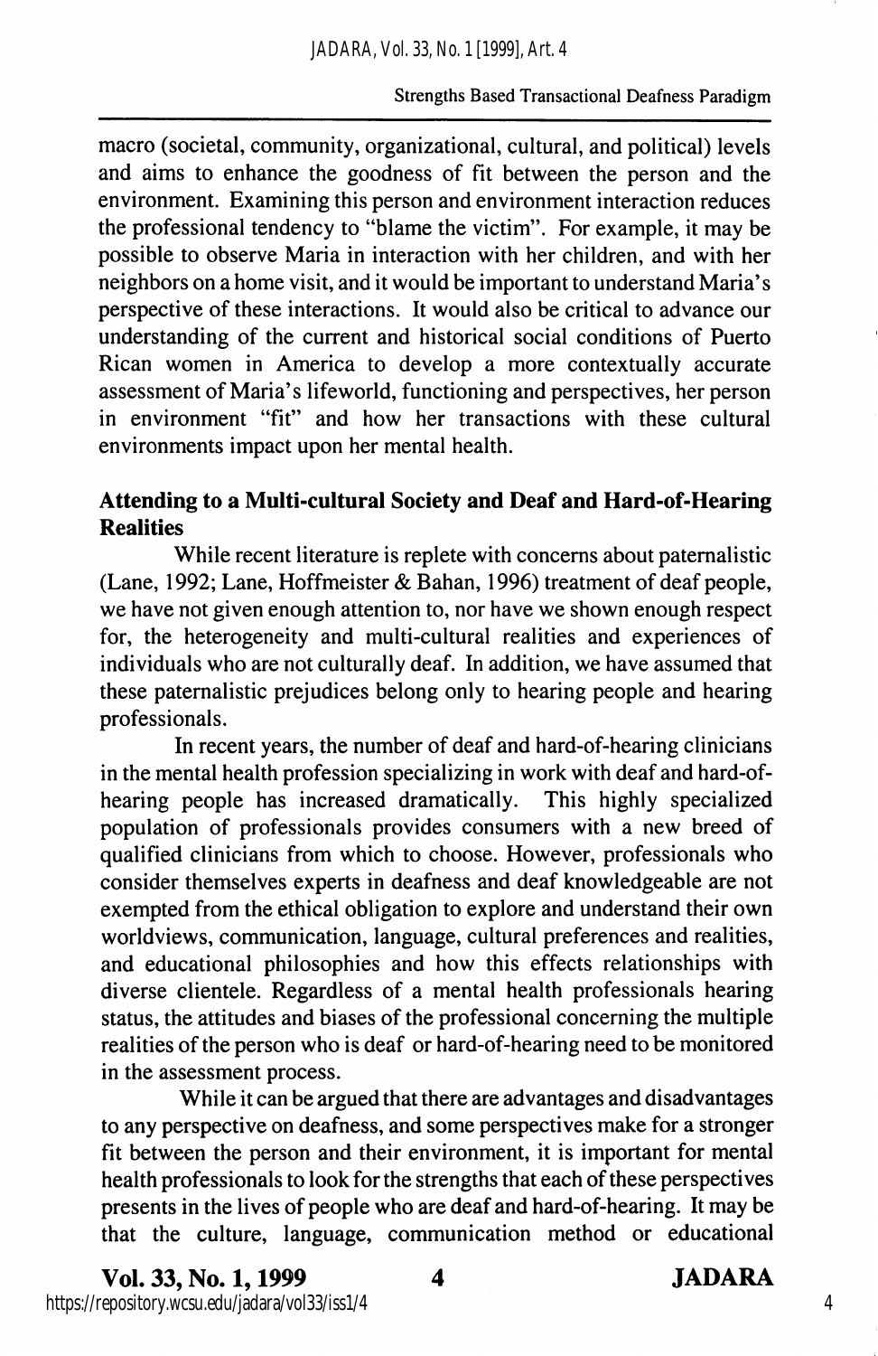macro (societal, community, organizational, cultural, and political) levels and aims to enhance the goodness of fit between the person and the environment. Examining this person and environment interaction reduces the professional tendency to "blame the victim". For example, it may be possible to observe Maria in interaction with her children, and with her neighbors on a home visit, and it would be important to understand Maria's perspective of these interactions. It would also be critical to advance our understanding of the current and historical social conditions of Puerto Rican women in America to develop a more contextually accurate assessment of Maria's lifeworld, functioning and perspectives, her person in environment "fit" and how her transactions with these cultural environments impact upon her mental health.

## Attending to a Multi-cultural Society and Deaf and Hard-of-Hearing Realities

While recent literature is replete with concerns about paternalistic (Lane, 1992; Lane, Hoffmeister & Bahan, 1996) treatment of deaf people, we have not given enough attention to, nor have we shown enough respect for, the heterogeneity and multi-cultural realities and experiences of individuals who are not culturally deaf. In addition, we have assumed that these paternalistic prejudices belong only to hearing people and hearing professionals.

In recent years, the number of deaf and hard-of-hearing clinicians in the mental health profession specializing in work with deaf and hard-of-hearing people has increased dramatically. This highly specialized population of professionals provides consumers with a new breed of qualified clinicians from which to choose. However, professionals who consider themselves experts in deafness and deaf knowledgeable are not exempted from the ethical obligation to explore and understand their own worldviews, communication, language, cultural preferences and realities, and educational philosophies and how this effects relationships with diverse clientele. Regardless of a mental health professionals hearing status, the attitudes and biases of the professional concerning the multiple realities of the person who is deaf or hard-of-hearing need to be monitored in the assessment process.

While it can be argued that there are advantages and disadvantages to any perspective on deafness, and some perspectives make for a stronger fit between the person and their environment, it is important for mental health professionals to look for the strengths that each of these perspectives presents in the lives of people who are deaf and hard-of-hearing. It may be that the culture, language, communication method or educational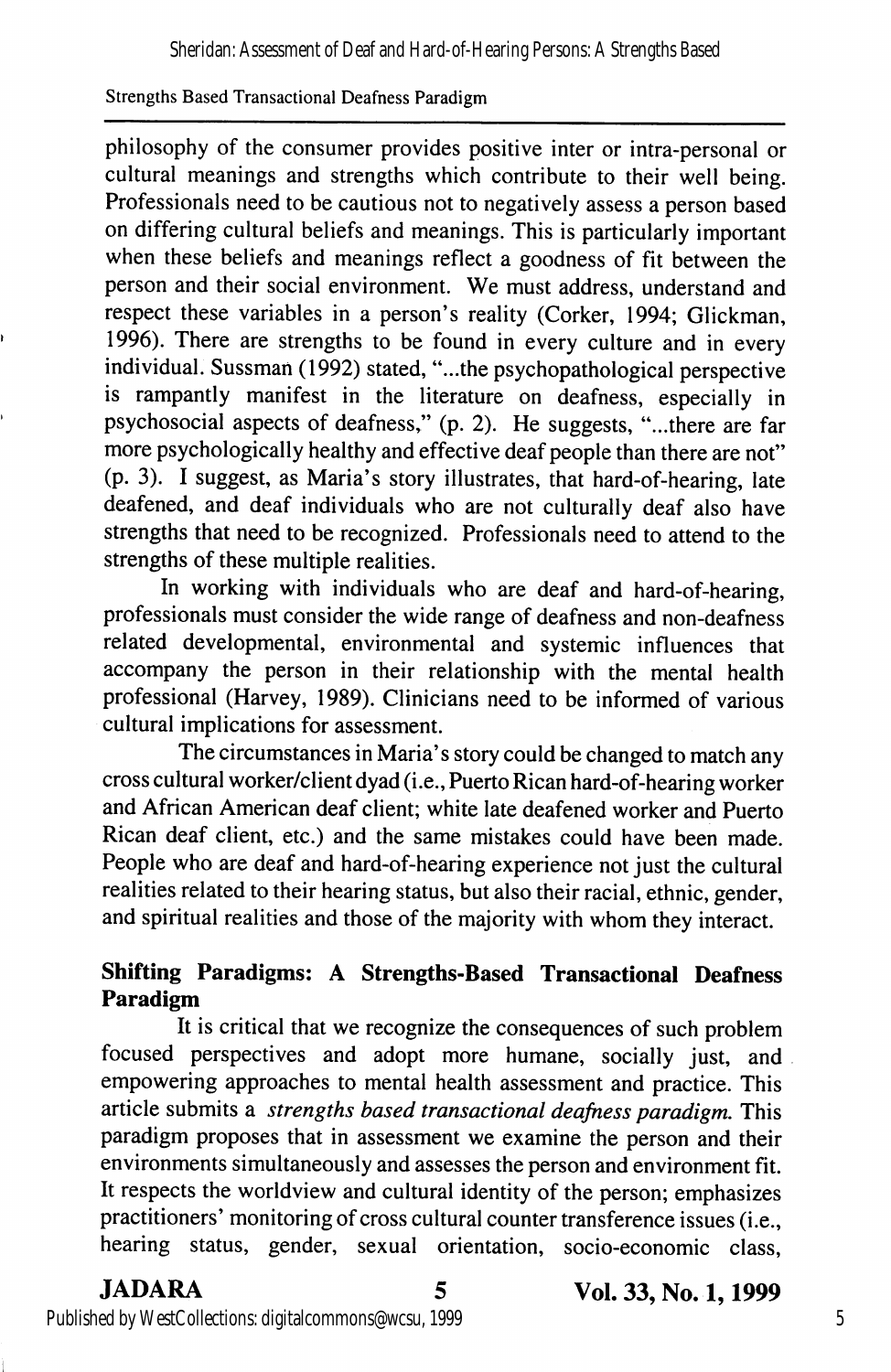philosophy of the consumer provides positive inter or intra-personal or cultural meanings and strengths which contribute to their well being. Professionals need to be cautious not to negatively assess a person based on differing cultural beliefs and meanings. This is particularly important when these beliefs and meanings reflect a goodness of fit between the person and their social environment. We must address, understand and respect these variables in a person's reality (Corker, 1994; Glickman, 1996). There are strengths to be found in every culture and in every individual. Sussman (1992) stated, "...the psychopathological perspective is rampantly manifest in the literature on deafness, especially in psychosocial aspects of deafness," (p. 2). He suggests, "...there are far more psychologically healthy and effective deaf people than there are not" (p. 3). I suggest, as Maria's story illustrates, that hard-of-hearing, late deafened, and deaf individuals who are not culturally deaf also have strengths that need to be recognized. Professionals need to attend to the strengths of these multiple realities.

In working with individuals who are deaf and hard-of-hearing, professionals must consider the wide range of deafness and non-deafness related developmental, environmental and systemic influences that accompany the person in their relationship with the mental health professional (Harvey, 1989). Clinicians need to be informed of various cultural implications for assessment.

The circumstances in Maria's story could be changed to match any cross cultural worker/client dyad (i.e., Puerto Rican hard-of-hearing worker and African American deaf client; white late deafened worker and Puerto Rican deaf client, etc.) and the same mistakes could have been made. People who are deaf and hard-of-hearing experience not just the cultural realities related to their hearing status, but also their racial, ethnic, gender, and spiritual realities and those of the majority with whom they interact.

## Shifting Paradigms: A Strengths-Based Transactional Deafness Paradigm

It is critical that we recognize the consequences of such problem focused perspectives and adopt more humane, socially just, and empowering approaches to mental health assessment and practice. This article submits a *strengths based transactional deafness paradigm.* This paradigm proposes that in assessment we examine the person and their environments simultaneously and assesses the person and environment fit. It respects the worldview and cultural identity of the person; emphasizes practitioners' monitoring of cross cultural counter transference issues (i.e., hearing status, gender, sexual orientation, socio-economic class,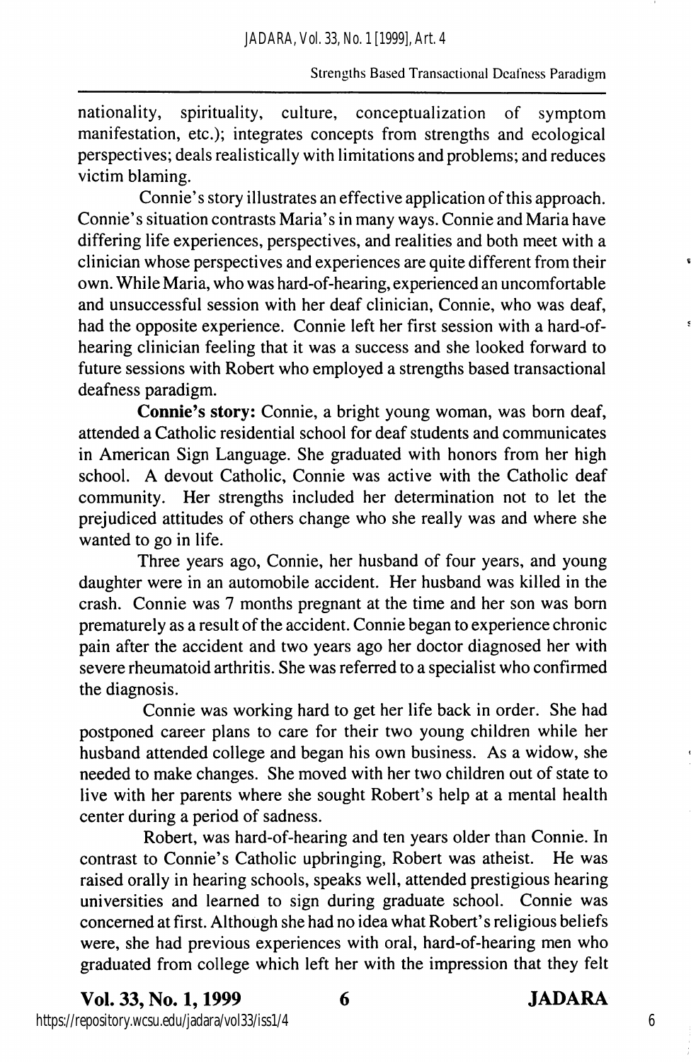nationality, spirituality, culture, conceptualization of symptom manifestation, etc.); integrates concepts from strengths and ecological perspectives; deals realistically with limitations and problems; and reduces victim blaming.

Connie's story illustrates an effective application of this approach. Connie's situation contrasts Maria's in many ways. Connie and Maria have differing life experiences, perspectives, and realities and both meet with a clinician whose perspectives and experiences are quite different from their own. While Maria, who was hard-of-hearing, experienced an uncomfortable and unsuccessful session with her deaf clinician, Connie, who was deaf, had the opposite experience. Connie left her first session with a hard-of-hearing clinician feeling that it was a success and she looked forward to future sessions with Robert who employed a strengths based transactional deafness paradigm.

**Connie's story:** Connie, a bright young woman, was born deaf, attended a Catholic residential school for deaf students and communicates in American Sign Language. She graduated with honors from her high school. A devout Catholic, Connie was active with the Catholic deaf community. Her strengths included her determination not to let the prejudiced attitudes of others change who she really was and where she wanted to go in life.

Three years ago, Connie, her husband of four years, and young daughter were in an automobile accident. Her husband was killed in the crash. Connie was 7 months pregnant at the time and her son was born prematurely as a result of the accident. Connie began to experience chronic pain after the accident and two years ago her doctor diagnosed her with severe rheumatoid arthritis. She was referred to a specialist who confirmed the diagnosis.

Connie was working hard to get her life back in order. She had postponed career plans to care for their two young children while her husband attended college and began his own business. As a widow, she needed to make changes. She moved with her two children out of state to live with her parents where she sought Robert's help at a mental health center during a period of sadness.

Robert, was hard-of-hearing and ten years older than Connie. In contrast to Connie's Catholic upbringing, Robert was atheist. He was raised orally in hearing schools, speaks well, attended prestigious hearing universities and learned to sign during graduate school. Connie was concerned at first. Although she had no idea what Robert's religious beliefs were, she had previous experiences with oral, hard-of-hearing men who graduated from college which left her with the impression that they felt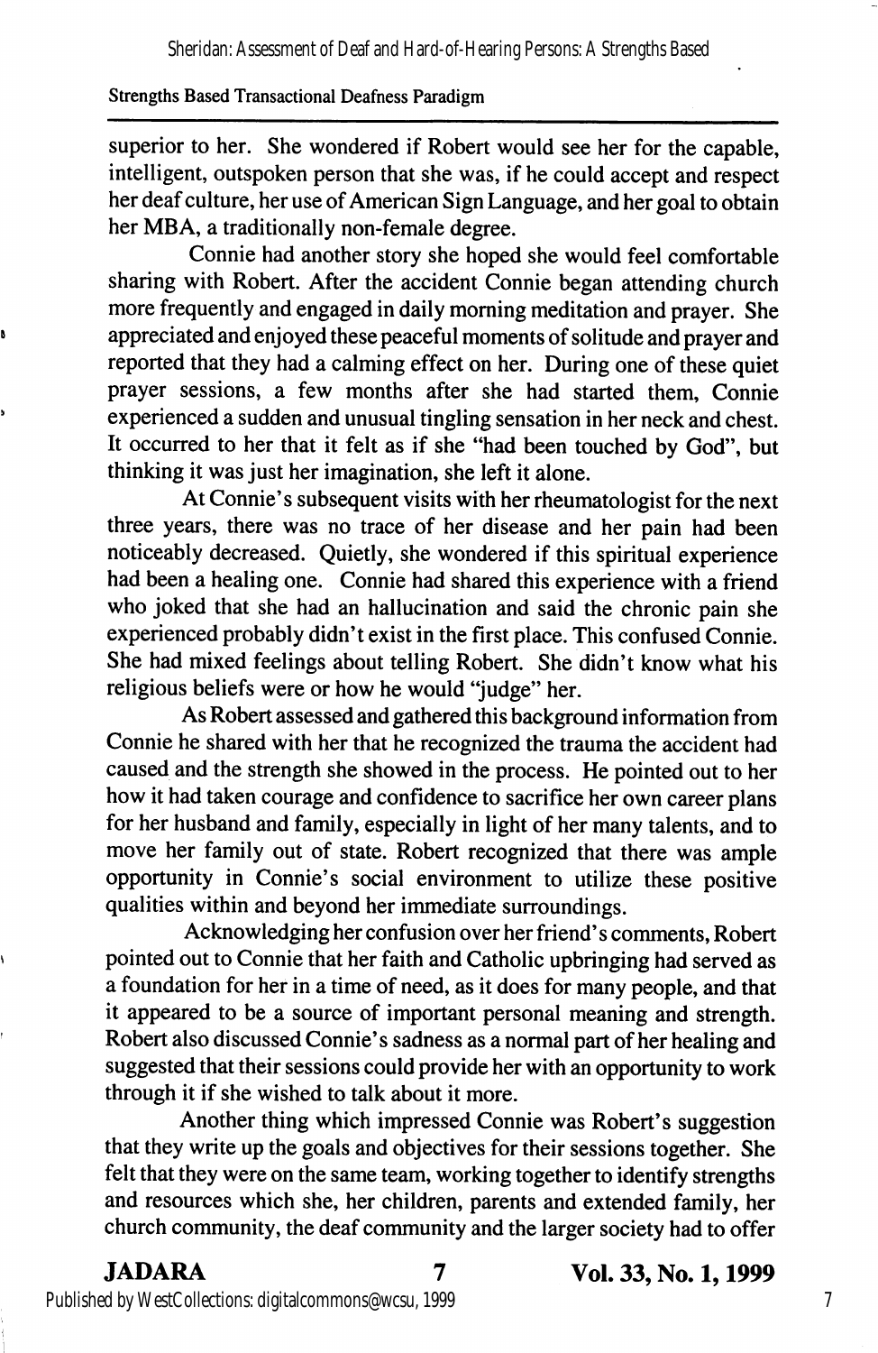superior to her. She wondered if Robert would see her for the capable, intelligent, outspoken person that she was, if he could accept and respect her deaf culture, her use of American Sign Language, and her goal to obtain her MBA, a traditionally non-female degree.

Connie had another story she hoped she would feel comfortable sharing with Robert. After the accident Connie began attending church more frequently and engaged in daily morning meditation and prayer. She appreciated and enjoyed these peaceful moments of solitude and prayer and reported that they had a calming effect on her. During one of these quiet prayer sessions, a few months after she had started them, Connie experienced a sudden and unusual tingling sensation in her neck and chest. It occurred to her that it felt as if she "had been touched by God", but thinking it was just her imagination, she left it alone.

At Connie's subsequent visits with her rheumatologist for the next three years, there was no trace of her disease and her pain had been noticeably decreased. Quietly, she wondered if this spiritual experience had been a healing one. Connie had shared this experience with a friend who joked that she had an hallucination and said the chronic pain she experienced probably didn't exist in the first place. This confused Connie. She had mixed feelings about telling Robert. She didn't know what his religious beliefs were or how he would "judge" her.

As Robert assessed and gathered this background information from Connie he shared with her that he recognized the trauma the accident had caused and the strength she showed in the process. He pointed out to her how it had taken courage and confidence to sacrifice her own career plans for her husband and family, especially in light of her many talents, and to move her family out of state. Robert recognized that there was ample opportunity in Connie's social environment to utilize these positive qualities within and beyond her immediate surroundings.

Acknowledging her confusion over her friend's comments, Robert pointed out to Connie that her faith and Catholic upbringing had served as a foundation for her in a time of need, as it does for many people, and that it appeared to be a source of important personal meaning and strength. Robert also discussed Connie's sadness as a normal part of her healing and suggested that their sessions could provide her with an opportunity to work through it if she wished to talk about it more.

Another thing which impressed Connie was Robert's suggestion that they write up the goals and objectives for their sessions together. She felt that they were on the same team, working together to identify strengths and resources which she, her children, parents and extended family, her church community, the deaf community and the larger society had to offer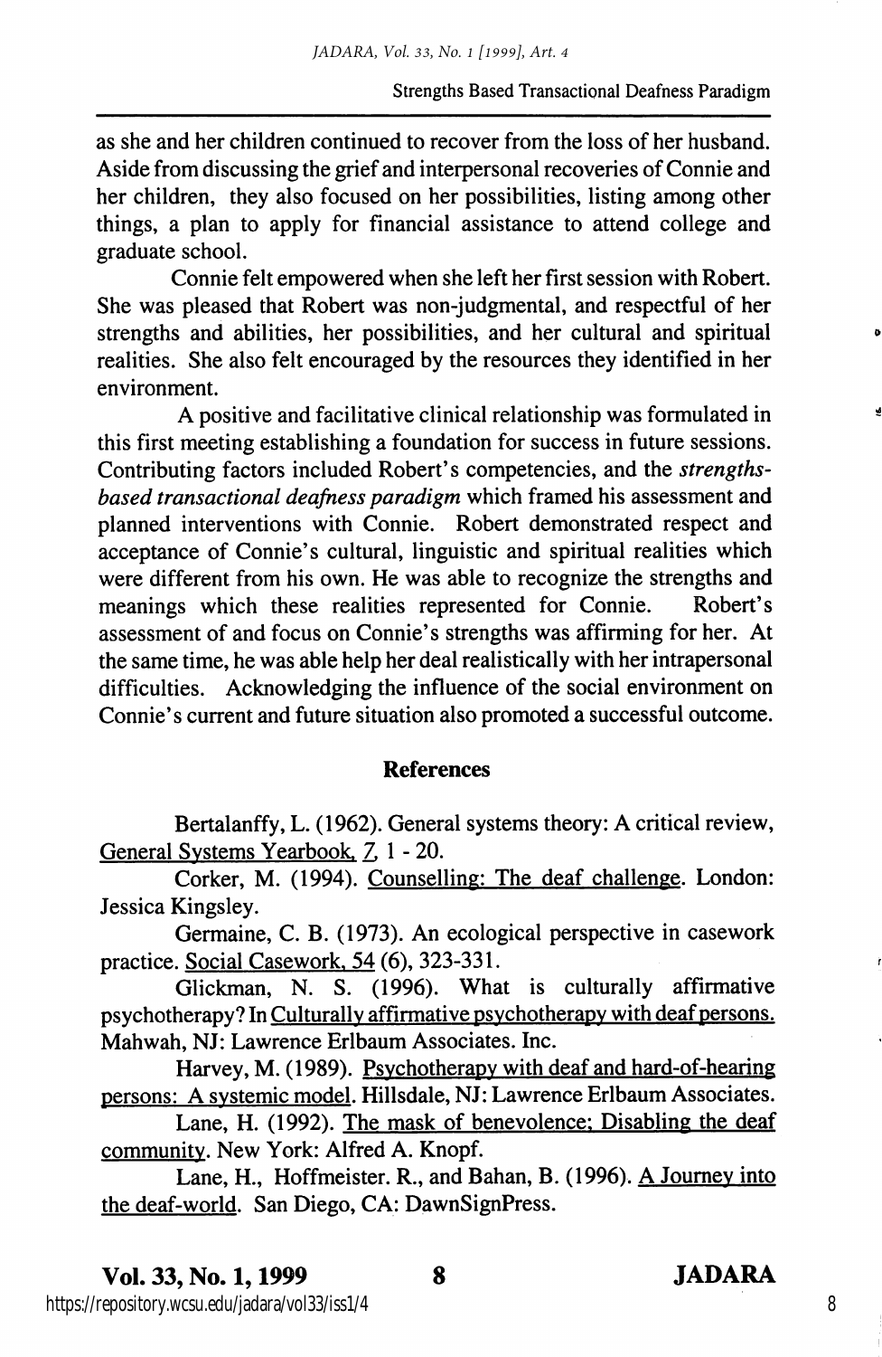as she and her children continued to recover from the loss of her husband. Aside from discussing the grief and interpersonal recoveries of Connie and her children, they also focused on her possibilities, listing among other things, a plan to apply for financial assistance to attend college and graduate school.

Connie felt empowered when she left her first session with Robert. She was pleased that Robert was non-judgmental, and respectful of her strengths and abilities, her possibilities, and her cultural and spiritual realities. She also felt encouraged by the resources they identified in her environment.

A positive and facilitative clinical relationship was formulated in this first meeting establishing a foundation for success in future sessions. Contributing factors included Robert's competencies, and the *strengths-based transactional deafness paradigm* which framed his assessment and planned interventions with Connie. Robert demonstrated respect and acceptance of Connie's cultural, linguistic and spiritual realities which were different from his own. He was able to recognize the strengths and meanings which these realities represented for Connie. Robert's assessment of and focus on Connie's strengths was affirming for her. At the same time, he was able help her deal realistically with her intrapersonal difficulties. Acknowledging the influence of the social environment on Connie's current and future situation also promoted a successful outcome.

## References

Bertalanffy, L. (1962). General systems theory: A critical review, General Systems Yearbook, 7, 1 - 20.

Corker, M. (1994). Counselling: The deaf challenge. London: Jessica Kingsley.

Germaine, C. B. (1973). An ecological perspective in casework practice. Social Casework, 54 (6), 323-331.

Glickman, N. S. (1996). What is culturally affirmative psychotherapy? In Culturally affirmative psychotherapy with deaf persons. Mahwah, NJ: Lawrence Erlbaum Associates. Inc.

Harvey, M. (1989). Psychotherapy with deaf and hard-of-hearing persons: A systemic model. Hillsdale, NJ: Lawrence Erlbaum Associates.

Lane, H. (1992). The mask of benevolence: Disabling the deaf community. New York: Alfred A. Knopf.

Lane, H., Hoffmeister. R., and Bahan, B. (1996). A Journey into the deaf-world. San Diego, CA: DawnSignPress.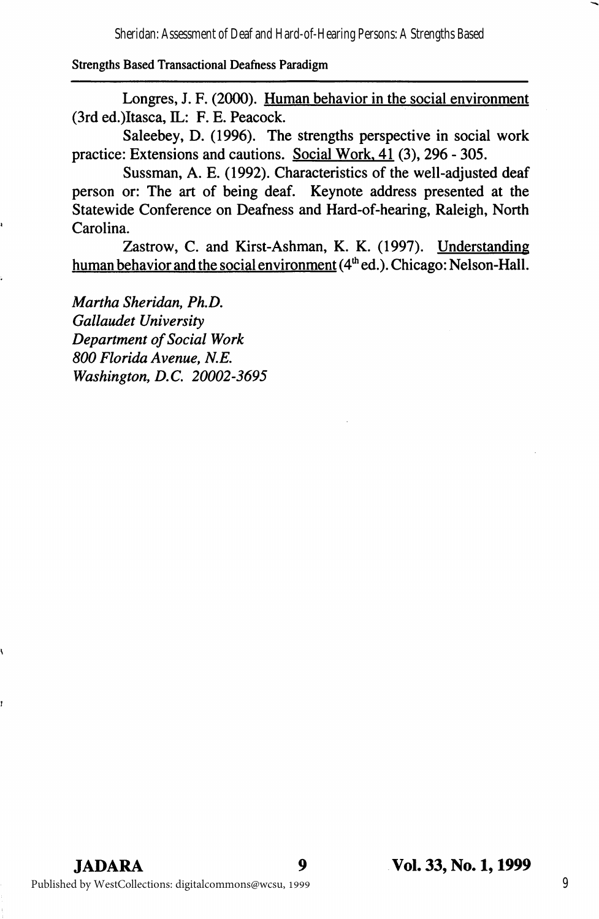Longres, J. F. (2000). Human behavior in the social environment (3rd ed.)Itasca, IL: F. E. Peacock.

Saleebey, D. (1996). The strengths perspective in social work practice: Extensions and cautions. Social Work, 41 (3), 296 - 305.

Sussman, A. E. (1992). Characteristics of the well-adjusted deaf person or: The art of being deaf. Keynote address presented at the Statewide Conference on Deafness and Hard-of-hearing, Raleigh, North Carolina.

Zastrow, C. and Kirst-Ashman, K. K. (1997). Understanding human behavior and the social environment (4th ed.). Chicago: Nelson-Hall.

*Martha Sheridan, Ph.D.*
*Gallaudet University*
*Department of Social Work*
*800 Florida Avenue, N.E.*
*Washington, D.C. 20002-3695*